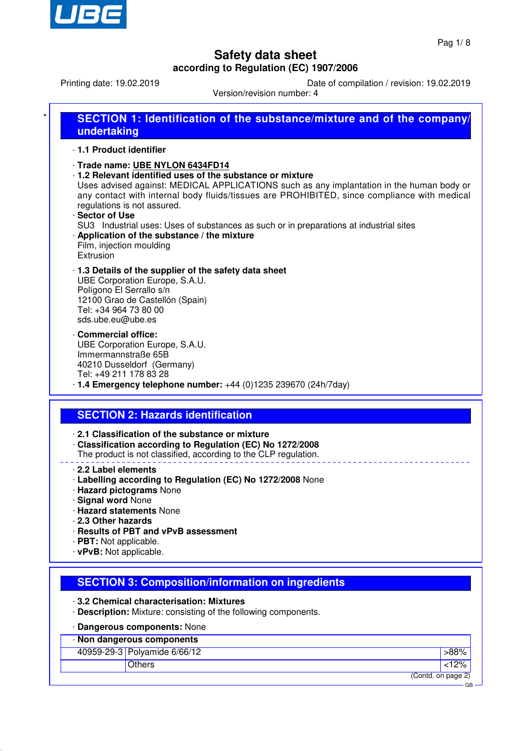# Safety data sheet

**according to Regulation (EC) 1907/2006**

Printing date: 19.02.2019 Date of compilation / revision: 19.02.2019

Version/revision number: 4

## SECTION 1: Identification of the substance/mixture and of the company/undertaking

· **1.1 Product identifier**

· **Trade name: UBE NYLON 6434FD14**

· **1.2 Relevant identified uses of the substance or mixture**

Uses advised against: MEDICAL APPLICATIONS such as any implantation in the human body or any contact with internal body fluids/tissues are PROHIBITED, since compliance with medical regulations is not assured.

· **Sector of Use**

SU3 Industrial uses: Uses of substances as such or in preparations at industrial sites

· **Application of the substance / the mixture**

Film, injection moulding

Extrusion

· **1.3 Details of the supplier of the safety data sheet**

UBE Corporation Europe, S.A.U.
Polígono El Serrallo s/n
12100 Grao de Castellón (Spain)
Tel: +34 964 73 80 00
sds.ube.eu@ube.es

· **Commercial office:**

UBE Corporation Europe, S.A.U.
Immermannstraße 65B
40210 Dusseldorf (Germany)
Tel: +49 211 178 83 28

· **1.4 Emergency telephone number:** +44 (0)1235 239670 (24h/7day)

## SECTION 2: Hazards identification

· **2.1 Classification of the substance or mixture**

· **Classification according to Regulation (EC) No 1272/2008**

The product is not classified, according to the CLP regulation.

· **2.2 Label elements**

· **Labelling according to Regulation (EC) No 1272/2008** None

· **Hazard pictograms** None

· **Signal word** None

· **Hazard statements** None

· **2.3 Other hazards**

· **Results of PBT and vPvB assessment**

· **PBT:** Not applicable.

· **vPvB:** Not applicable.

## SECTION 3: Composition/information on ingredients

· **3.2 Chemical characterisation: Mixtures**

· **Description:** Mixture: consisting of the following components.

· **Dangerous components:** None

| · **Non dangerous components** | | |
|---|---|---|
| 40959-29-3 | Polyamide 6/66/12 | >88% |
| | Others | <12% |

(Contd. on page 2)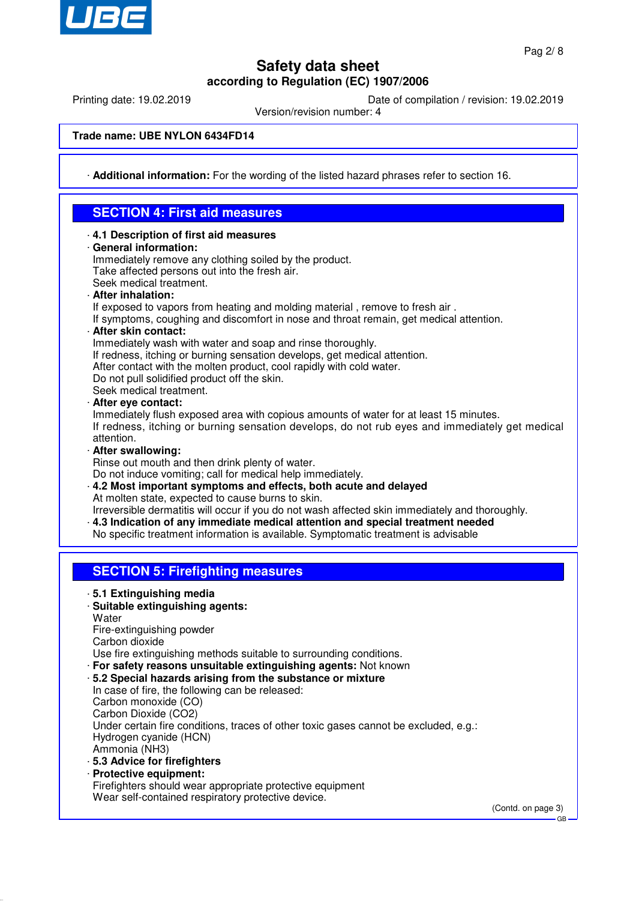# Safety data sheet

**according to Regulation (EC) 1907/2006**

Printing date: 19.02.2019 Date of compilation / revision: 19.02.2019

Version/revision number: 4

**Trade name: UBE NYLON 6434FD14**

· **Additional information:** For the wording of the listed hazard phrases refer to section 16.

## SECTION 4: First aid measures

· **4.1 Description of first aid measures**

· **General information:**
Immediately remove any clothing soiled by the product.
Take affected persons out into the fresh air.
Seek medical treatment.

· **After inhalation:**
If exposed to vapors from heating and molding material , remove to fresh air .
If symptoms, coughing and discomfort in nose and throat remain, get medical attention.

· **After skin contact:**
Immediately wash with water and soap and rinse thoroughly.
If redness, itching or burning sensation develops, get medical attention.
After contact with the molten product, cool rapidly with cold water.
Do not pull solidified product off the skin.
Seek medical treatment.

· **After eye contact:**
Immediately flush exposed area with copious amounts of water for at least 15 minutes.
If redness, itching or burning sensation develops, do not rub eyes and immediately get medical attention.

· **After swallowing:**
Rinse out mouth and then drink plenty of water.
Do not induce vomiting; call for medical help immediately.

· **4.2 Most important symptoms and effects, both acute and delayed**
At molten state, expected to cause burns to skin.
Irreversible dermatitis will occur if you do not wash affected skin immediately and thoroughly.

· **4.3 Indication of any immediate medical attention and special treatment needed**
No specific treatment information is available. Symptomatic treatment is advisable

## SECTION 5: Firefighting measures

· **5.1 Extinguishing media**

· **Suitable extinguishing agents:**
Water
Fire-extinguishing powder
Carbon dioxide
Use fire extinguishing methods suitable to surrounding conditions.

· **For safety reasons unsuitable extinguishing agents:** Not known

· **5.2 Special hazards arising from the substance or mixture**
In case of fire, the following can be released:
Carbon monoxide (CO)
Carbon Dioxide ($CO_2$)
Under certain fire conditions, traces of other toxic gases cannot be excluded, e.g.:
Hydrogen cyanide (HCN)
Ammonia ($NH_3$)

· **5.3 Advice for firefighters**

· **Protective equipment:**
Firefighters should wear appropriate protective equipment
Wear self-contained respiratory protective device.

(Contd. on page 3)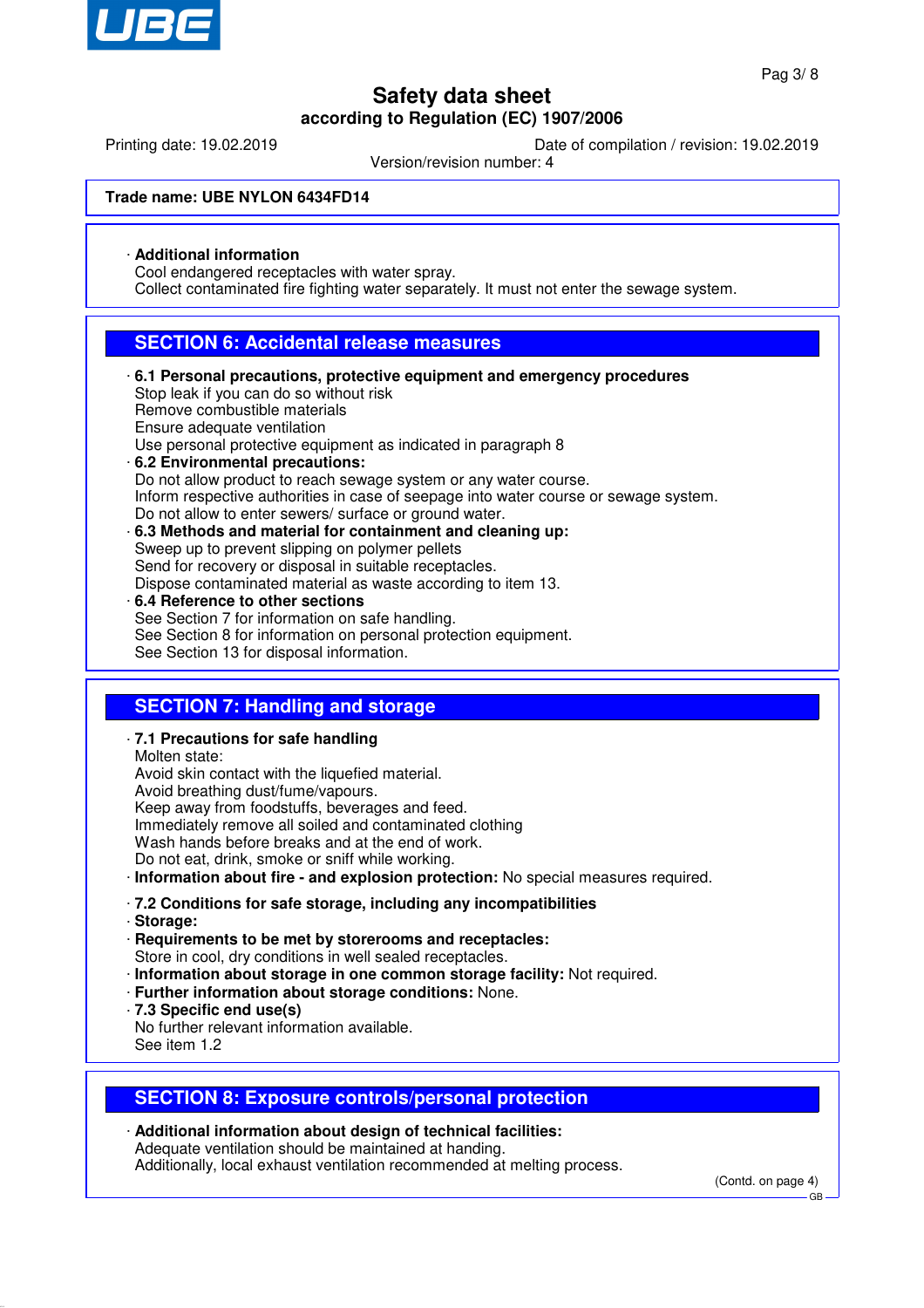**Trade name: UBE NYLON 6434FD14**

· **Additional information**
Cool endangered receptacles with water spray.
Collect contaminated fire fighting water separately. It must not enter the sewage system.

## SECTION 6: Accidental release measures

· **6.1 Personal precautions, protective equipment and emergency procedures**
Stop leak if you can do so without risk
Remove combustible materials
Ensure adequate ventilation
Use personal protective equipment as indicated in paragraph 8
· **6.2 Environmental precautions:**
Do not allow product to reach sewage system or any water course.
Inform respective authorities in case of seepage into water course or sewage system.
Do not allow to enter sewers/ surface or ground water.
· **6.3 Methods and material for containment and cleaning up:**
Sweep up to prevent slipping on polymer pellets
Send for recovery or disposal in suitable receptacles.
Dispose contaminated material as waste according to item 13.
· **6.4 Reference to other sections**
See Section 7 for information on safe handling.
See Section 8 for information on personal protection equipment.
See Section 13 for disposal information.

## SECTION 7: Handling and storage

· **7.1 Precautions for safe handling**
Molten state:
Avoid skin contact with the liquefied material.
Avoid breathing dust/fume/vapours.
Keep away from foodstuffs, beverages and feed.
Immediately remove all soiled and contaminated clothing
Wash hands before breaks and at the end of work.
Do not eat, drink, smoke or sniff while working.
· **Information about fire - and explosion protection:** No special measures required.

· **7.2 Conditions for safe storage, including any incompatibilities**
· **Storage:**
· **Requirements to be met by storerooms and receptacles:**
Store in cool, dry conditions in well sealed receptacles.
· **Information about storage in one common storage facility:** Not required.
· **Further information about storage conditions:** None.
· **7.3 Specific end use(s)**
No further relevant information available.
See item 1.2

## SECTION 8: Exposure controls/personal protection

· **Additional information about design of technical facilities:**
Adequate ventilation should be maintained at handing.
Additionally, local exhaust ventilation recommended at melting process.

(Contd. on page 4)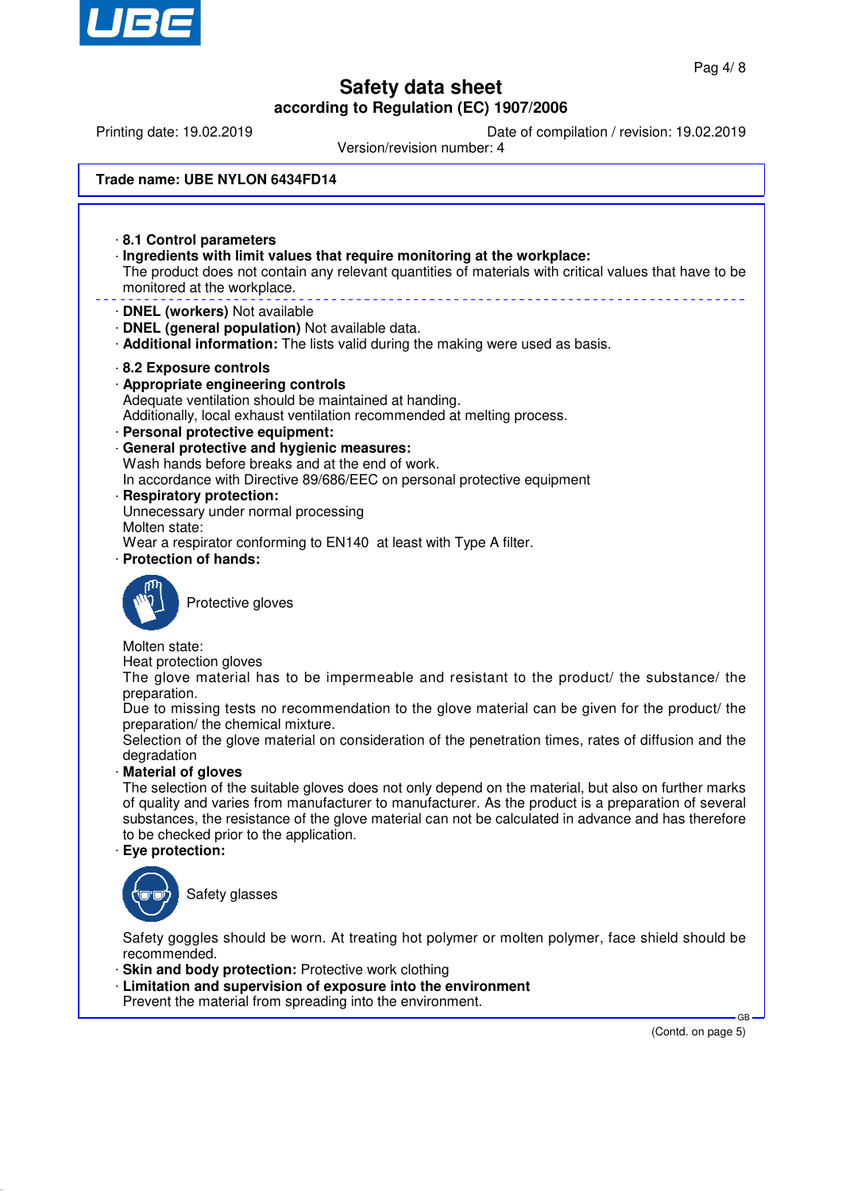# Safety data sheet

**according to Regulation (EC) 1907/2006**

Printing date: 19.02.2019 | Date of compilation / revision: 19.02.2019

Version/revision number: 4

**Trade name: UBE NYLON 6434FD14**

· **8.1 Control parameters**

· **Ingredients with limit values that require monitoring at the workplace:**
The product does not contain any relevant quantities of materials with critical values that have to be monitored at the workplace.

· **DNEL (workers)** Not available

· **DNEL (general population)** Not available data.

· **Additional information:** The lists valid during the making were used as basis.

· **8.2 Exposure controls**

· **Appropriate engineering controls**
Adequate ventilation should be maintained at handing.
Additionally, local exhaust ventilation recommended at melting process.

· **Personal protective equipment:**

· **General protective and hygienic measures:**
Wash hands before breaks and at the end of work.
In accordance with Directive 89/686/EEC on personal protective equipment

· **Respiratory protection:**
Unnecessary under normal processing
Molten state:
Wear a respirator conforming to EN140 at least with Type A filter.

· **Protection of hands:**

Protective gloves

Molten state:
Heat protection gloves
The glove material has to be impermeable and resistant to the product/ the substance/ the preparation.
Due to missing tests no recommendation to the glove material can be given for the product/ the preparation/ the chemical mixture.
Selection of the glove material on consideration of the penetration times, rates of diffusion and the degradation

· **Material of gloves**
The selection of the suitable gloves does not only depend on the material, but also on further marks of quality and varies from manufacturer to manufacturer. As the product is a preparation of several substances, the resistance of the glove material can not be calculated in advance and has therefore to be checked prior to the application.

· **Eye protection:**

Safety glasses

Safety goggles should be worn. At treating hot polymer or molten polymer, face shield should be recommended.

· **Skin and body protection:** Protective work clothing

· **Limitation and supervision of exposure into the environment**
Prevent the material from spreading into the environment.

(Contd. on page 5)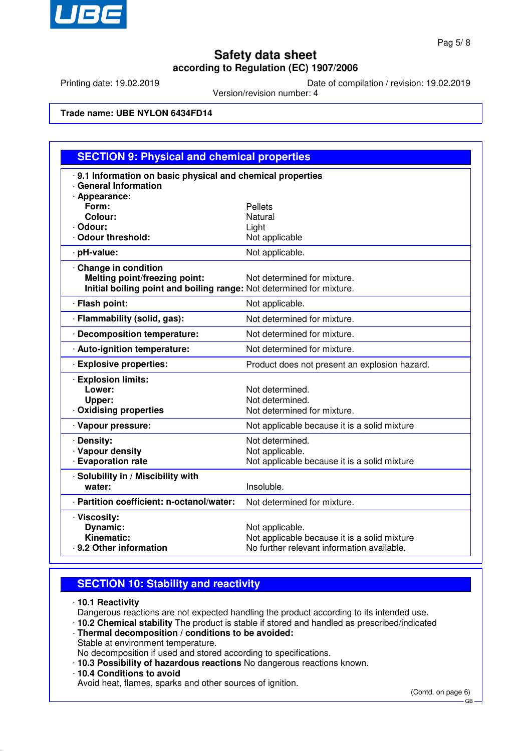# Safety data sheet

**according to Regulation (EC) 1907/2006**

Printing date: 19.02.2019 Date of compilation / revision: 19.02.2019

Version/revision number: 4

**Trade name: UBE NYLON 6434FD14**

## SECTION 9: Physical and chemical properties

- **9.1 Information on basic physical and chemical properties**
- **General Information**
- **Appearance:**

| | |
|---|---|
| **Form:** | Pellets |
| **Colour:** | Natural |
| · **Odour:** | Light |
| · **Odour threshold:** | Not applicable |
| · **pH-value:** | Not applicable. |
| · **Change in condition** | |
| **Melting point/freezing point:** | Not determined for mixture. |
| **Initial boiling point and boiling range:** | Not determined for mixture. |
| · **Flash point:** | Not applicable. |
| · **Flammability (solid, gas):** | Not determined for mixture. |
| · **Decomposition temperature:** | Not determined for mixture. |
| · **Auto-ignition temperature:** | Not determined for mixture. |
| · **Explosive properties:** | Product does not present an explosion hazard. |
| · **Explosion limits:** | |
| **Lower:** | Not determined. |
| **Upper:** | Not determined. |
| · **Oxidising properties** | Not determined for mixture. |
| · **Vapour pressure:** | Not applicable because it is a solid mixture |
| · **Density:** | Not determined. |
| · **Vapour density** | Not applicable. |
| · **Evaporation rate** | Not applicable because it is a solid mixture |
| · **Solubility in / Miscibility with water:** | Insoluble. |
| · **Partition coefficient: n-octanol/water:** | Not determined for mixture. |
| · **Viscosity:** | |
| **Dynamic:** | Not applicable. |
| **Kinematic:** | Not applicable because it is a solid mixture |
| · **9.2 Other information** | No further relevant information available. |

## SECTION 10: Stability and reactivity

- **10.1 Reactivity**
  Dangerous reactions are not expected handling the product according to its intended use.
- **10.2 Chemical stability** The product is stable if stored and handled as prescribed/indicated
- **Thermal decomposition / conditions to be avoided:**
  Stable at environment temperature.
  No decomposition if used and stored according to specifications.
- **10.3 Possibility of hazardous reactions** No dangerous reactions known.
- **10.4 Conditions to avoid**
  Avoid heat, flames, sparks and other sources of ignition.

(Contd. on page 6)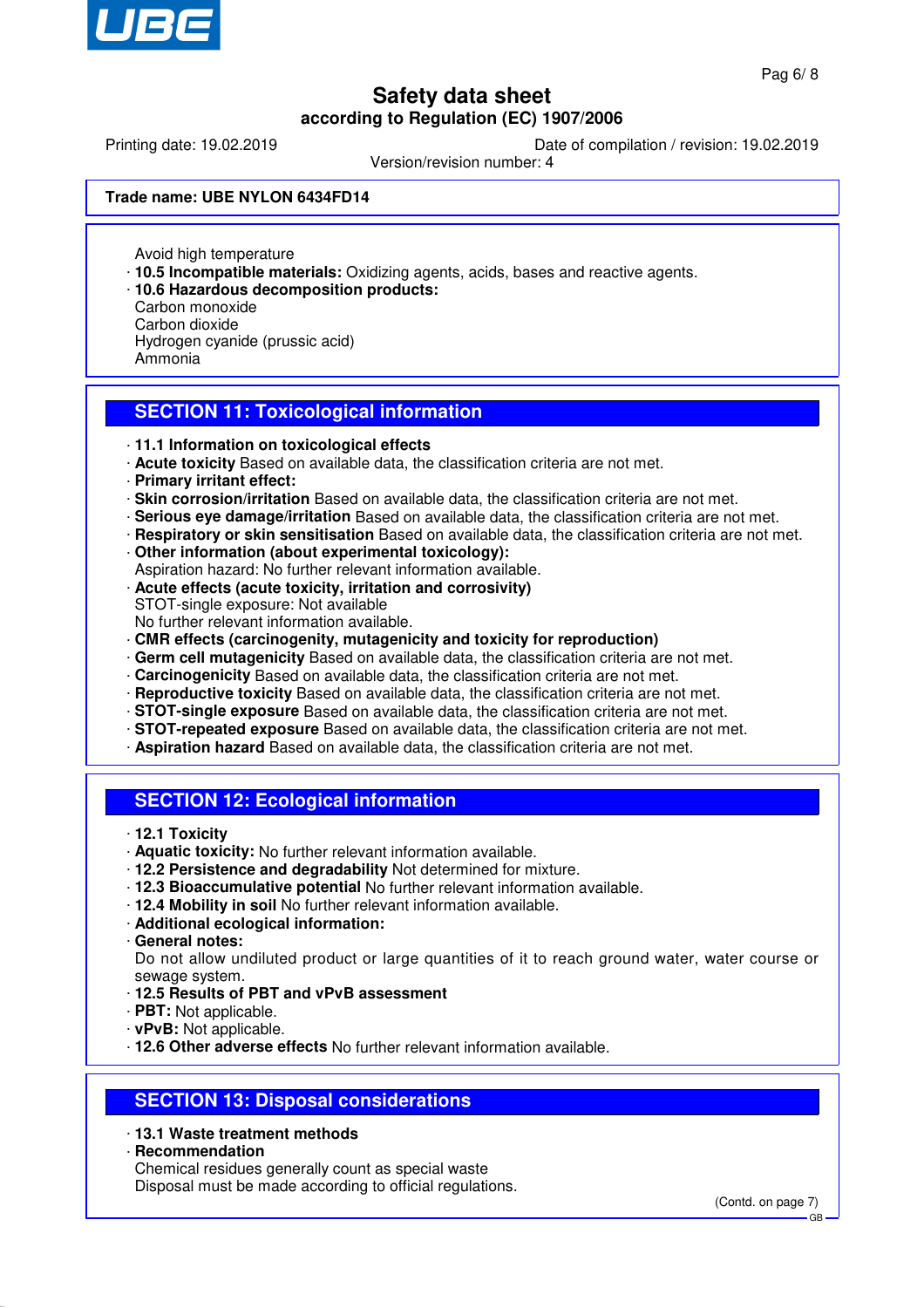Avoid high temperature

· **10.5 Incompatible materials:** Oxidizing agents, acids, bases and reactive agents.
· **10.6 Hazardous decomposition products:**
Carbon monoxide
Carbon dioxide
Hydrogen cyanide (prussic acid)
Ammonia

## SECTION 11: Toxicological information

· **11.1 Information on toxicological effects**
· **Acute toxicity** Based on available data, the classification criteria are not met.
· **Primary irritant effect:**
· **Skin corrosion/irritation** Based on available data, the classification criteria are not met.
· **Serious eye damage/irritation** Based on available data, the classification criteria are not met.
· **Respiratory or skin sensitisation** Based on available data, the classification criteria are not met.
· **Other information (about experimental toxicology):**
Aspiration hazard: No further relevant information available.
· **Acute effects (acute toxicity, irritation and corrosivity)**
STOT-single exposure: Not available
No further relevant information available.
· **CMR effects (carcinogenity, mutagenicity and toxicity for reproduction)**
· **Germ cell mutagenicity** Based on available data, the classification criteria are not met.
· **Carcinogenicity** Based on available data, the classification criteria are not met.
· **Reproductive toxicity** Based on available data, the classification criteria are not met.
· **STOT-single exposure** Based on available data, the classification criteria are not met.
· **STOT-repeated exposure** Based on available data, the classification criteria are not met.
· **Aspiration hazard** Based on available data, the classification criteria are not met.

## SECTION 12: Ecological information

· **12.1 Toxicity**
· **Aquatic toxicity:** No further relevant information available.
· **12.2 Persistence and degradability** Not determined for mixture.
· **12.3 Bioaccumulative potential** No further relevant information available.
· **12.4 Mobility in soil** No further relevant information available.
· **Additional ecological information:**
· **General notes:**
Do not allow undiluted product or large quantities of it to reach ground water, water course or sewage system.
· **12.5 Results of PBT and vPvB assessment**
· **PBT:** Not applicable.
· **vPvB:** Not applicable.
· **12.6 Other adverse effects** No further relevant information available.

## SECTION 13: Disposal considerations

· **13.1 Waste treatment methods**
· **Recommendation**
Chemical residues generally count as special waste
Disposal must be made according to official regulations.

(Contd. on page 7)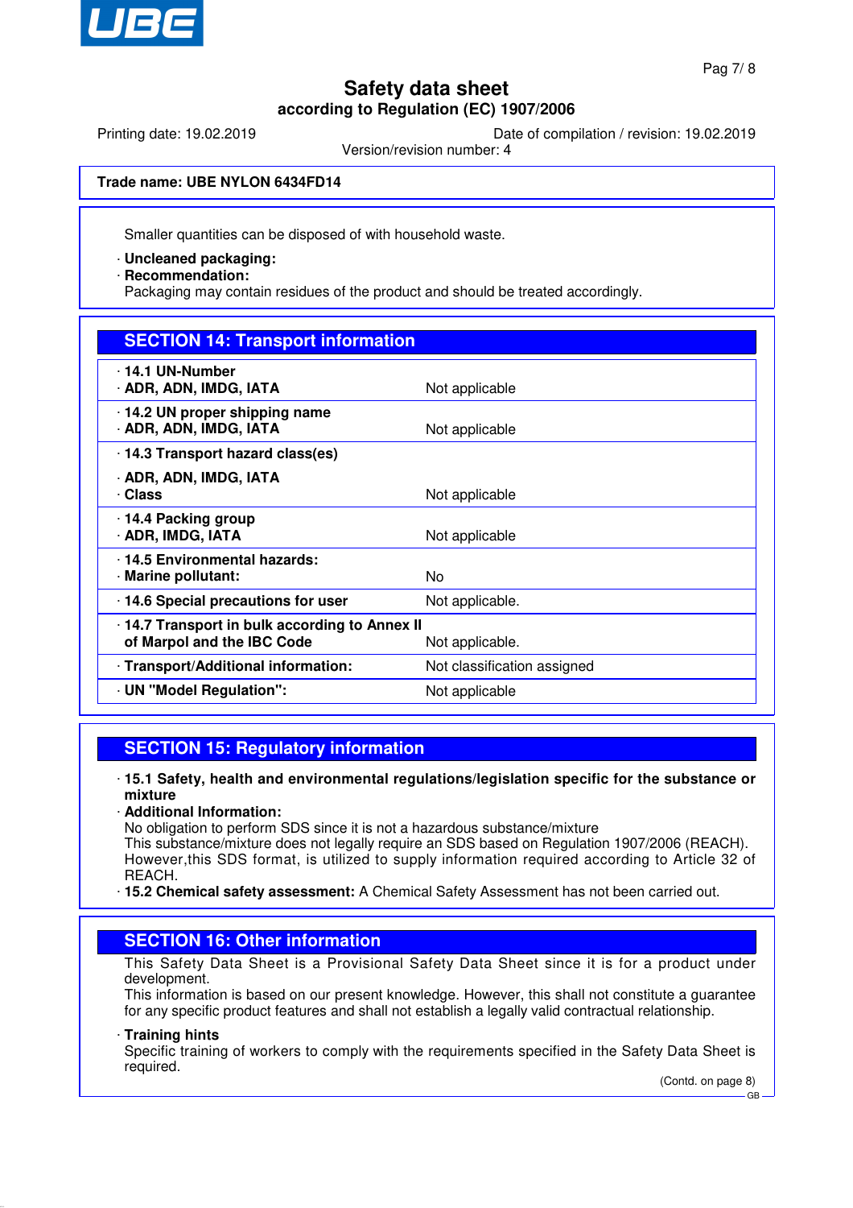Trade name: UBE NYLON 6434FD14

Smaller quantities can be disposed of with household waste.

· **Uncleaned packaging:**
· **Recommendation:**
Packaging may contain residues of the product and should be treated accordingly.

## SECTION 14: Transport information

| | |
|---|---|
| · **14.1 UN-Number** · **ADR, ADN, IMDG, IATA** | Not applicable |
| · **14.2 UN proper shipping name** · **ADR, ADN, IMDG, IATA** | Not applicable |
| · **14.3 Transport hazard class(es)** · **ADR, ADN, IMDG, IATA** · **Class** | Not applicable |
| · **14.4 Packing group** · **ADR, IMDG, IATA** | Not applicable |
| · **14.5 Environmental hazards:** · **Marine pollutant:** | No |
| · **14.6 Special precautions for user** | Not applicable. |
| · **14.7 Transport in bulk according to Annex II of Marpol and the IBC Code** | Not applicable. |
| · **Transport/Additional information:** | Not classification assigned |
| · **UN "Model Regulation":** | Not applicable |

## SECTION 15: Regulatory information

· **15.1 Safety, health and environmental regulations/legislation specific for the substance or mixture**
· **Additional Information:**
No obligation to perform SDS since it is not a hazardous substance/mixture
This substance/mixture does not legally require an SDS based on Regulation 1907/2006 (REACH). However,this SDS format, is utilized to supply information required according to Article 32 of REACH.
· **15.2 Chemical safety assessment:** A Chemical Safety Assessment has not been carried out.

## SECTION 16: Other information

This Safety Data Sheet is a Provisional Safety Data Sheet since it is for a product under development.
This information is based on our present knowledge. However, this shall not constitute a guarantee for any specific product features and shall not establish a legally valid contractual relationship.

· **Training hints**
Specific training of workers to comply with the requirements specified in the Safety Data Sheet is required.

(Contd. on page 8)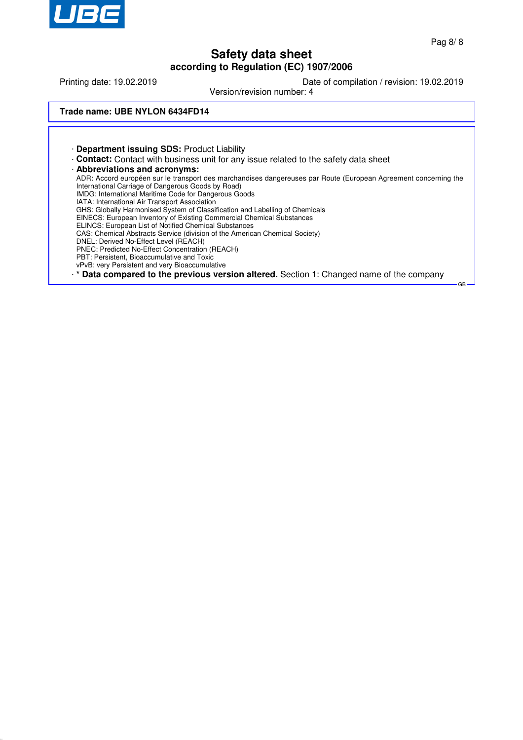**Trade name: UBE NYLON 6434FD14**

· **Department issuing SDS:** Product Liability
· **Contact:** Contact with business unit for any issue related to the safety data sheet
· **Abbreviations and acronyms:**
ADR: Accord européen sur le transport des marchandises dangereuses par Route (European Agreement concerning the International Carriage of Dangerous Goods by Road)
IMDG: International Maritime Code for Dangerous Goods
IATA: International Air Transport Association
GHS: Globally Harmonised System of Classification and Labelling of Chemicals
EINECS: European Inventory of Existing Commercial Chemical Substances
ELINCS: European List of Notified Chemical Substances
CAS: Chemical Abstracts Service (division of the American Chemical Society)
DNEL: Derived No-Effect Level (REACH)
PNEC: Predicted No-Effect Concentration (REACH)
PBT: Persistent, Bioaccumulative and Toxic
vPvB: very Persistent and very Bioaccumulative
· *** Data compared to the previous version altered.** Section 1: Changed name of the company